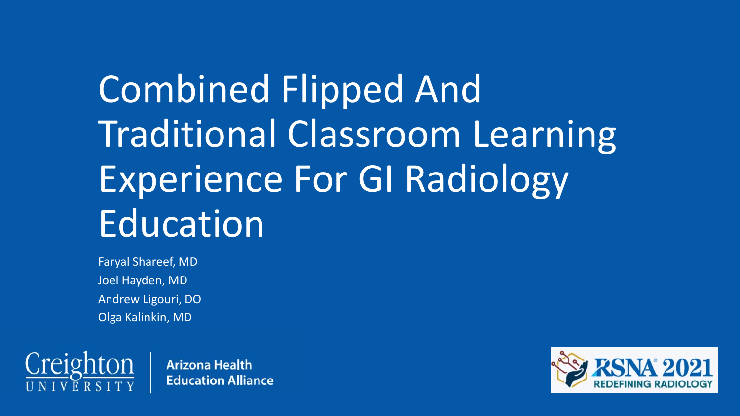# Combined Flipped And Traditional Classroom Learning Experience For GI Radiology Education

Faryal Shareef, MD
Joel Hayden, MD
Andrew Ligouri, DO
Olga Kalinkin, MD

Creighton University | Arizona Health Education Alliance

RSNA 2021 REDEFINING RADIOLOGY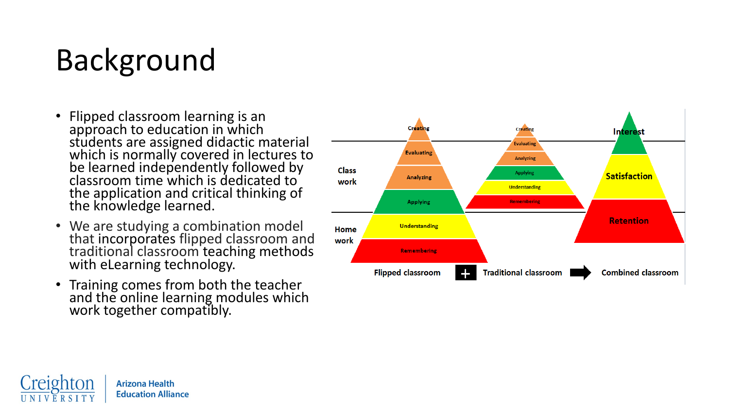# Background

- Flipped classroom learning is an approach to education in which students are assigned didactic material which is normally covered in lectures to be learned independently followed by classroom time which is dedicated to the application and critical thinking of the knowledge learned.
- We are studying a combination model that incorporates flipped classroom and traditional classroom teaching methods with eLearning technology.
- Training comes from both the teacher and the online learning modules which work together compatibly.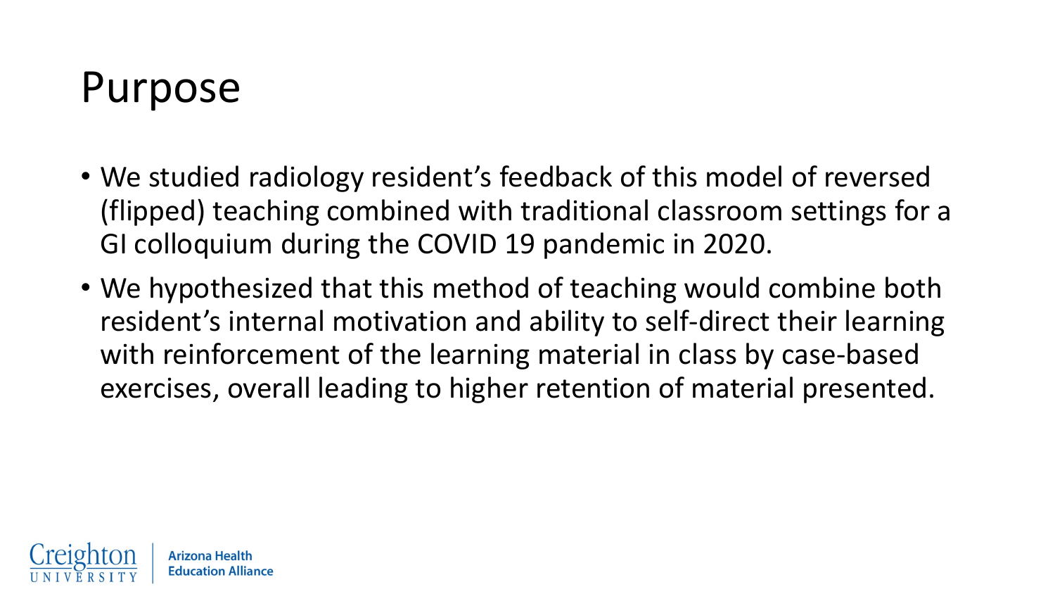# Purpose

- We studied radiology resident's feedback of this model of reversed (flipped) teaching combined with traditional classroom settings for a GI colloquium during the COVID 19 pandemic in 2020.
- We hypothesized that this method of teaching would combine both resident's internal motivation and ability to self-direct their learning with reinforcement of the learning material in class by case-based exercises, overall leading to higher retention of material presented.

Creighton UNIVERSITY | Arizona Health Education Alliance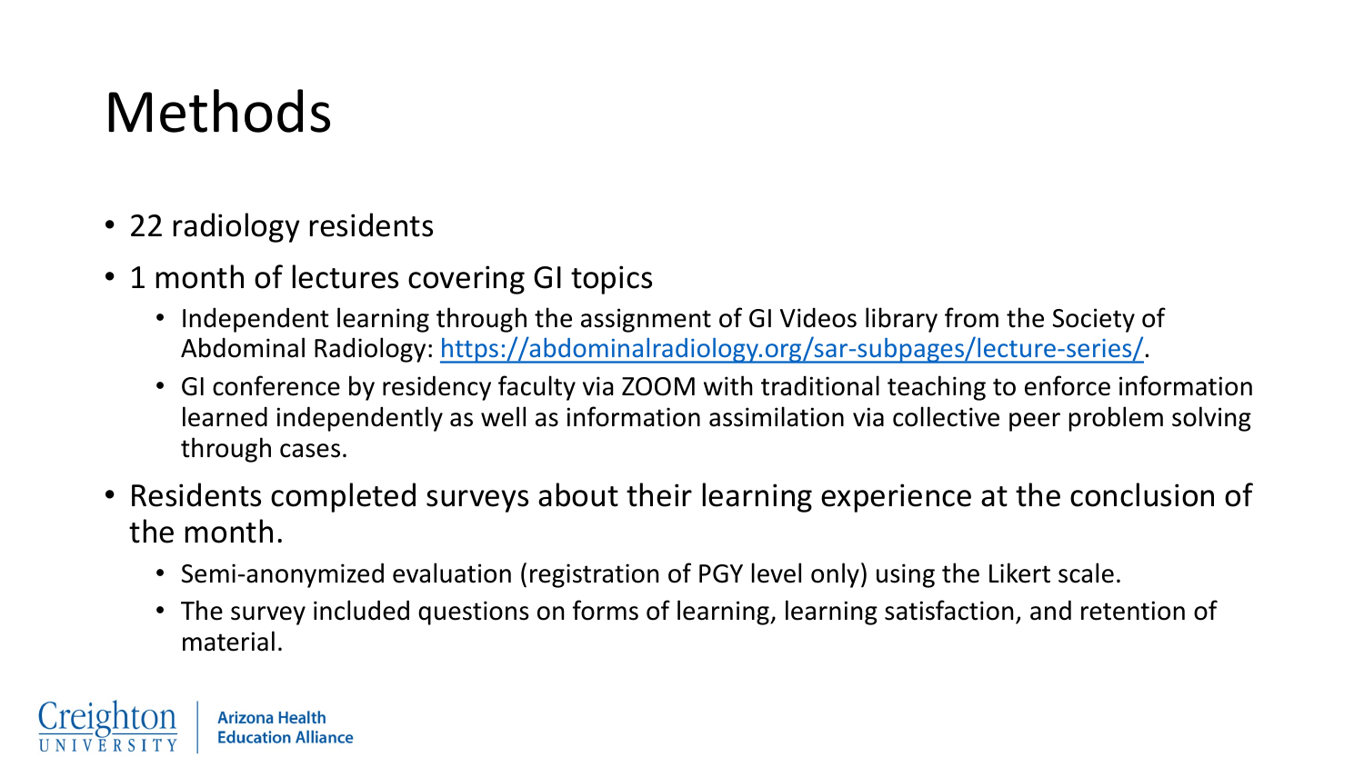# Methods

- 22 radiology residents
- 1 month of lectures covering GI topics
  - Independent learning through the assignment of GI Videos library from the Society of Abdominal Radiology: [https://abdominalradiology.org/sar-subpages/lecture-series/](https://abdominalradiology.org/sar-subpages/lecture-series/).
  - GI conference by residency faculty via ZOOM with traditional teaching to enforce information learned independently as well as information assimilation via collective peer problem solving through cases.
- Residents completed surveys about their learning experience at the conclusion of the month.
  - Semi-anonymized evaluation (registration of PGY level only) using the Likert scale.
  - The survey included questions on forms of learning, learning satisfaction, and retention of material.

Creighton University | Arizona Health Education Alliance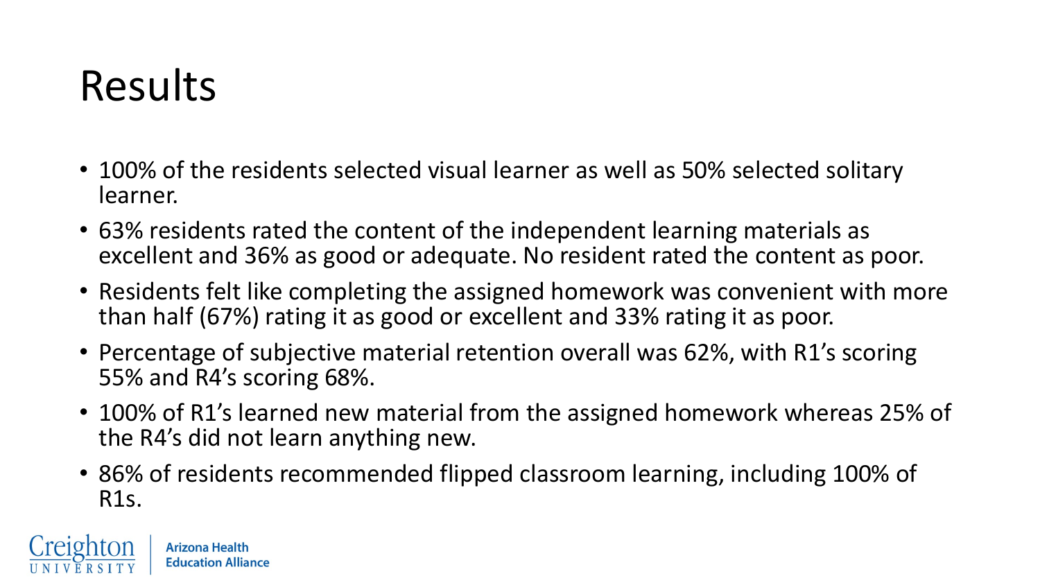# Results

- 100% of the residents selected visual learner as well as 50% selected solitary learner.
- 63% residents rated the content of the independent learning materials as excellent and 36% as good or adequate. No resident rated the content as poor.
- Residents felt like completing the assigned homework was convenient with more than half (67%) rating it as good or excellent and 33% rating it as poor.
- Percentage of subjective material retention overall was 62%, with R1's scoring 55% and R4's scoring 68%.
- 100% of R1's learned new material from the assigned homework whereas 25% of the R4's did not learn anything new.
- 86% of residents recommended flipped classroom learning, including 100% of R1s.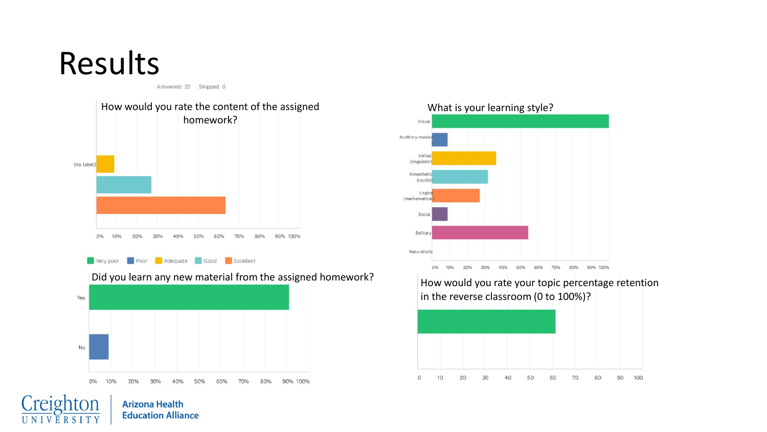# Results

Answered: 22 Skipped: 0

How would you rate the content of the assigned homework?

(no label)

0% 10% 20% 30% 40% 50% 60% 70% 80% 90% 100%

Very poor · Poor · Adequate · Good · Excellent

What is your learning style?

Visual

Auditory-musical

Verbal (linguistic)

Kinesthetic (tactile)

Logical (mathematical)

Social

Solitary

Naturalistic

0% 10% 20% 30% 40% 50% 60% 70% 80% 90% 100%

Did you learn any new material from the assigned homework?

Yes

No

0% 10% 20% 30% 40% 50% 60% 70% 80% 90% 100%

How would you rate your topic percentage retention in the reverse classroom (0 to 100%)?

0 10 20 30 40 50 60 70 80 90 100

Creighton University | Arizona Health Education Alliance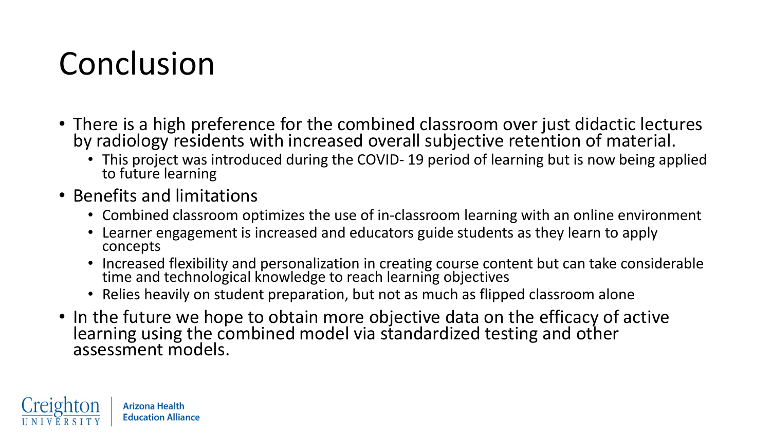# Conclusion

- There is a high preference for the combined classroom over just didactic lectures by radiology residents with increased overall subjective retention of material.
  - This project was introduced during the COVID- 19 period of learning but is now being applied to future learning
- Benefits and limitations
  - Combined classroom optimizes the use of in-classroom learning with an online environment
  - Learner engagement is increased and educators guide students as they learn to apply concepts
  - Increased flexibility and personalization in creating course content but can take considerable time and technological knowledge to reach learning objectives
  - Relies heavily on student preparation, but not as much as flipped classroom alone
- In the future we hope to obtain more objective data on the efficacy of active learning using the combined model via standardized testing and other assessment models.

Creighton UNIVERSITY | Arizona Health Education Alliance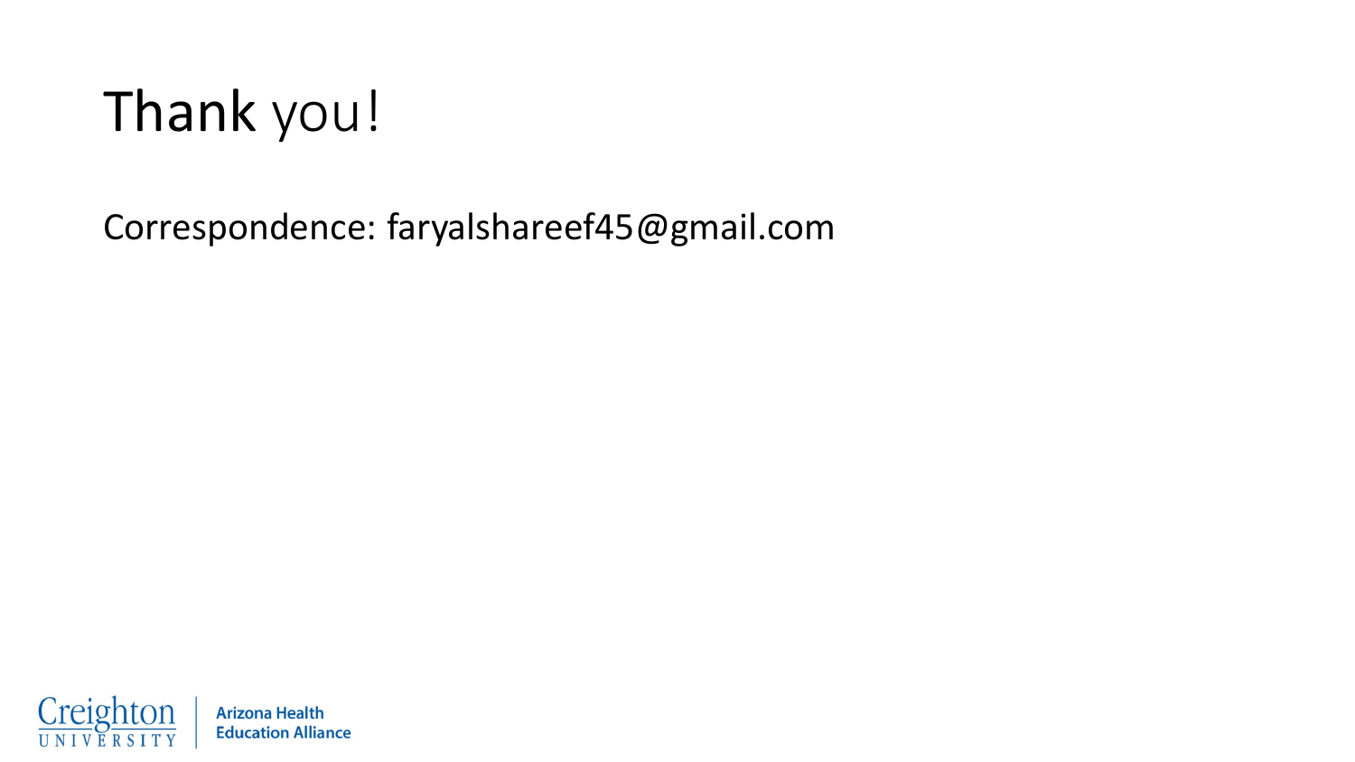# Thank you!

Correspondence: faryalshareef45@gmail.com

Creighton UNIVERSITY | Arizona Health Education Alliance